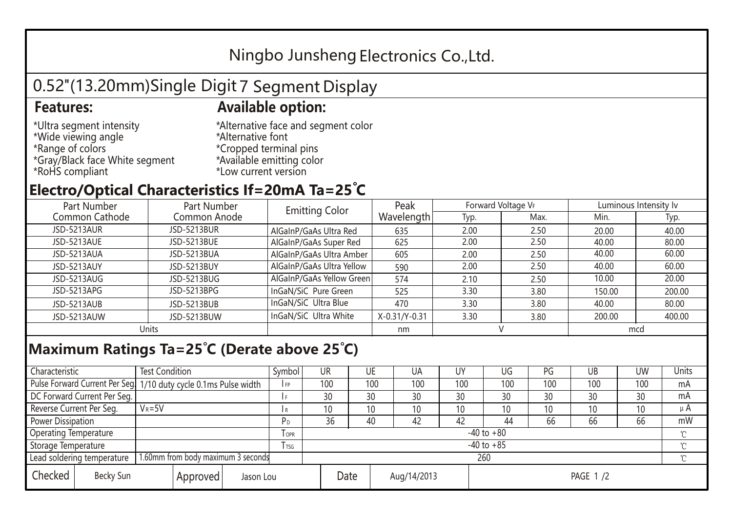# Ningbo Junsheng Electronics Co.,Ltd.

## 0.52"(13.20mm)Single Digit 7 Segment Display

### Features:

*Ultra segment intensity
*Wide viewing angle
*Range of colors
*Gray/Black face White segment
*RoHS compliant

### Available option:

*Alternative face and segment color
*Alternative font
*Cropped terminal pins
*Available emitting color
*Low current version

## Electro/Optical Characteristics If=20mA Ta=25°C

| Part Number Common Cathode | Part Number Common Anode | Emitting Color | Peak Wavelength | Forward Voltage $V_F$ | | Luminous Intensity Iv | |
|---|---|---|---|---|---|---|---|
| | | | | Typ. | Max. | Min. | Typ. |
| JSD-5213AUR | JSD-5213BUR | AlGaInP/GaAs Ultra Red | 635 | 2.00 | 2.50 | 20.00 | 40.00 |
| JSD-5213AUE | JSD-5213BUE | AlGaInP/GaAs Super Red | 625 | 2.00 | 2.50 | 40.00 | 80.00 |
| JSD-5213AUA | JSD-5213BUA | AlGaInP/GaAs Ultra Amber | 605 | 2.00 | 2.50 | 40.00 | 60.00 |
| JSD-5213AUY | JSD-5213BUY | AlGaInP/GaAs Ultra Yellow | 590 | 2.00 | 2.50 | 40.00 | 60.00 |
| JSD-5213AUG | JSD-5213BUG | AlGaInP/GaAs Yellow Green | 574 | 2.10 | 2.50 | 10.00 | 20.00 |
| JSD-5213APG | JSD-5213BPG | InGaN/SiC Pure Green | 525 | 3.30 | 3.80 | 150.00 | 200.00 |
| JSD-5213AUB | JSD-5213BUB | InGaN/SiC Ultra Blue | 470 | 3.30 | 3.80 | 40.00 | 80.00 |
| JSD-5213AUW | JSD-5213BUW | InGaN/SiC Ultra White | X-0.31/Y-0.31 | 3.30 | 3.80 | 200.00 | 400.00 |
| Units | | | nm | V | | mcd | |

## Maximum Ratings Ta=25°C (Derate above 25°C)

| Characteristic | Test Condition | Symbol | UR | UE | UA | UY | UG | PG | UB | UW | Units |
|---|---|---|---|---|---|---|---|---|---|---|---|
| Pulse Forward Current Per Seg. | 1/10 duty cycle 0.1ms Pulse width | $I_{FP}$ | 100 | 100 | 100 | 100 | 100 | 100 | 100 | 100 | mA |
| DC Forward Current Per Seg. | | $I_F$ | 30 | 30 | 30 | 30 | 30 | 30 | 30 | 30 | mA |
| Reverse Current Per Seg. | $V_R$=5V | $I_R$ | 10 | 10 | 10 | 10 | 10 | 10 | 10 | 10 | μA |
| Power Dissipation | | $P_D$ | 36 | 40 | 42 | 42 | 44 | 66 | 66 | 66 | mW |
| Operating Temperature | | $T_{OPR}$ | -40 to +80 | | | | | | | | ℃ |
| Storage Temperature | | $T_{TSG}$ | -40 to +85 | | | | | | | | ℃ |
| Lead soldering temperature | 1.60mm from body maximum 3 seconds | | 260 | | | | | | | | ℃ |

| Checked | Becky Sun | Approved | Jason Lou | Date | Aug/14/2013 |
|---|---|---|---|---|---|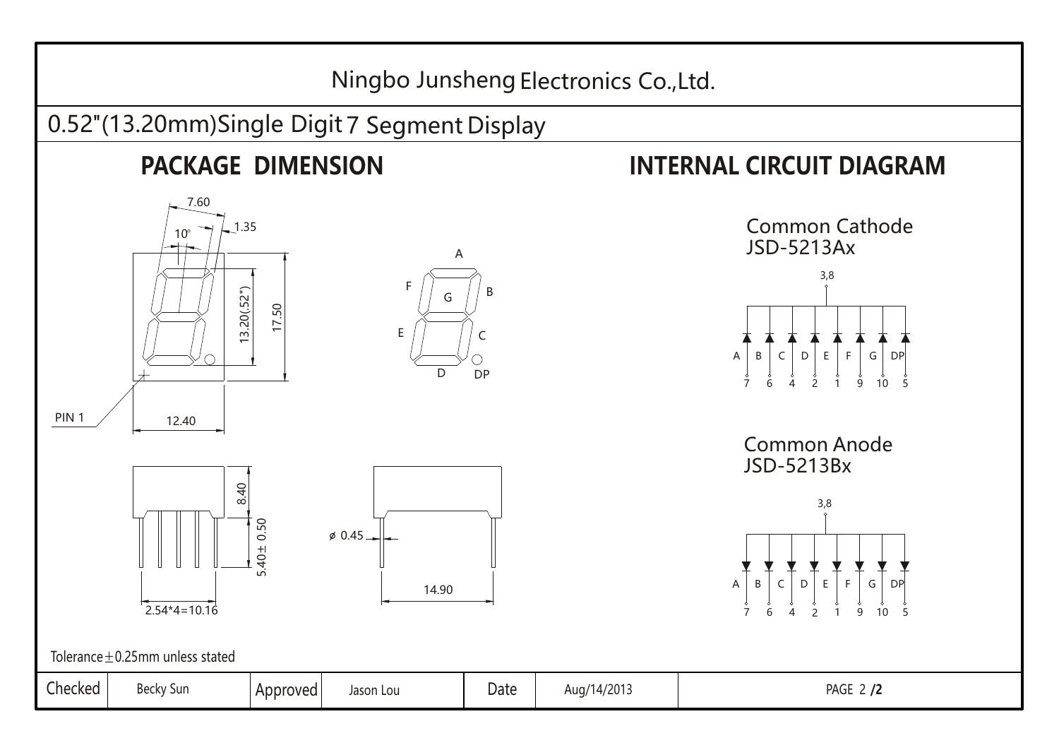Ningbo Junsheng Electronics Co.,Ltd.

0.52"(13.20mm)Single Digit 7 Segment Display

## PACKAGE DIMENSION

7.60

10°

1.35

13.20(.52")

17.50

A

F

G

B

E

C

D

DP

PIN 1

12.40

8.40

5.40± 0.50

ø 0.45

14.90

2.54*4=10.16

Tolerance ± 0.25mm unless stated

## INTERNAL CIRCUIT DIAGRAM

Common Cathode
JSD-5213Ax

3,8

A B C D E F G DP

7 6 4 2 1 9 10 5

Common Anode
JSD-5213Bx

3,8

A B C D E F G DP

7 6 4 2 1 9 10 5

| Checked | Becky Sun | Approved | Jason Lou | Date | Aug/14/2013 |
|---|---|---|---|---|---|